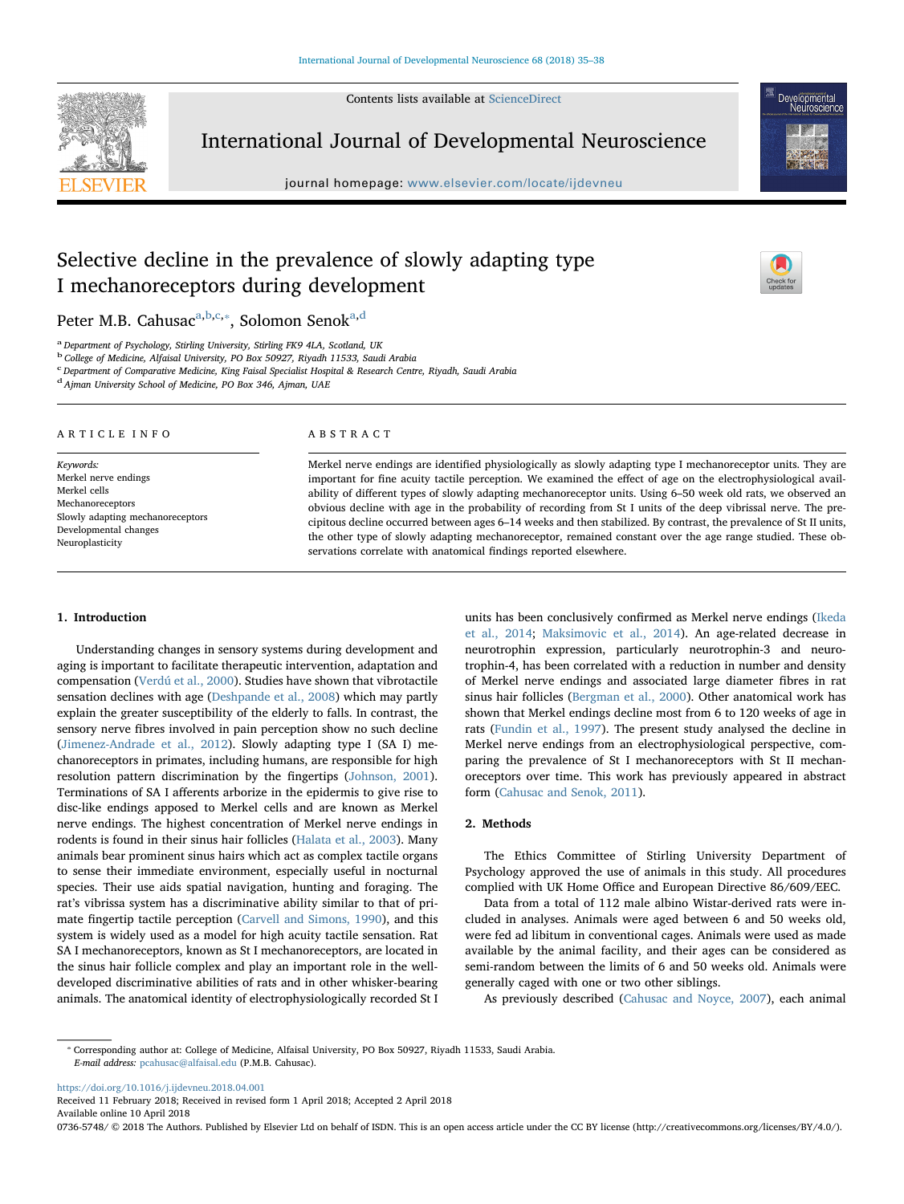# Selective decline in the prevalence of slowly adapting type I mechanoreceptors during development

Peter M.B. Cahusac[a,b,c,*], Solomon Senok[a,d]

[a] Department of Psychology, Stirling University, Stirling FK9 4LA, Scotland, UK
[b] College of Medicine, Alfaisal University, PO Box 50927, Riyadh 11533, Saudi Arabia
[c] Department of Comparative Medicine, King Faisal Specialist Hospital & Research Centre, Riyadh, Saudi Arabia
[d] Ajman University School of Medicine, PO Box 346, Ajman, UAE

## ARTICLE INFO

*Keywords:*
Merkel nerve endings
Merkel cells
Mechanoreceptors
Slowly adapting mechanoreceptors
Developmental changes
Neuroplasticity

## ABSTRACT

Merkel nerve endings are identified physiologically as slowly adapting type I mechanoreceptor units. They are important for fine acuity tactile perception. We examined the effect of age on the electrophysiological availability of different types of slowly adapting mechanoreceptor units. Using 6–50 week old rats, we observed an obvious decline with age in the probability of recording from St I units of the deep vibrissal nerve. The precipitous decline occurred between ages 6–14 weeks and then stabilized. By contrast, the prevalence of St II units, the other type of slowly adapting mechanoreceptor, remained constant over the age range studied. These observations correlate with anatomical findings reported elsewhere.

## 1. Introduction

Understanding changes in sensory systems during development and aging is important to facilitate therapeutic intervention, adaptation and compensation (Verdú et al., 2000). Studies have shown that vibrotactile sensation declines with age (Deshpande et al., 2008) which may partly explain the greater susceptibility of the elderly to falls. In contrast, the sensory nerve fibres involved in pain perception show no such decline (Jimenez-Andrade et al., 2012). Slowly adapting type I (SA I) mechanoreceptors in primates, including humans, are responsible for high resolution pattern discrimination by the fingertips (Johnson, 2001). Terminations of SA I afferents arborize in the epidermis to give rise to disc-like endings apposed to Merkel cells and are known as Merkel nerve endings. The highest concentration of Merkel nerve endings in rodents is found in their sinus hair follicles (Halata et al., 2003). Many animals bear prominent sinus hairs which act as complex tactile organs to sense their immediate environment, especially useful in nocturnal species. Their use aids spatial navigation, hunting and foraging. The rat's vibrissa system has a discriminative ability similar to that of primate fingertip tactile perception (Carvell and Simons, 1990), and this system is widely used as a model for high acuity tactile sensation. Rat SA I mechanoreceptors, known as St I mechanoreceptors, are located in the sinus hair follicle complex and play an important role in the well-developed discriminative abilities of rats and in other whisker-bearing animals. The anatomical identity of electrophysiologically recorded St I units has been conclusively confirmed as Merkel nerve endings (Ikeda et al., 2014; Maksimovic et al., 2014). An age-related decrease in neurotrophin expression, particularly neurotrophin-3 and neurotrophin-4, has been correlated with a reduction in number and density of Merkel nerve endings and associated large diameter fibres in rat sinus hair follicles (Bergman et al., 2000). Other anatomical work has shown that Merkel endings decline most from 6 to 120 weeks of age in rats (Fundin et al., 1997). The present study analysed the decline in Merkel nerve endings from an electrophysiological perspective, comparing the prevalence of St I mechanoreceptors with St II mechanoreceptors over time. This work has previously appeared in abstract form (Cahusac and Senok, 2011).

## 2. Methods

The Ethics Committee of Stirling University Department of Psychology approved the use of animals in this study. All procedures complied with UK Home Office and European Directive 86/609/EEC.

Data from a total of 112 male albino Wistar-derived rats were included in analyses. Animals were aged between 6 and 50 weeks old, were fed ad libitum in conventional cages. Animals were used as made available by the animal facility, and their ages can be considered as semi-random between the limits of 6 and 50 weeks old. Animals were generally caged with one or two other siblings.

As previously described (Cahusac and Noyce, 2007), each animal

---

* Corresponding author at: College of Medicine, Alfaisal University, PO Box 50927, Riyadh 11533, Saudi Arabia.
*E-mail address:* pcahusac@alfaisal.edu (P.M.B. Cahusac).

https://doi.org/10.1016/j.ijdevneu.2018.04.001
Received 11 February 2018; Received in revised form 1 April 2018; Accepted 2 April 2018
Available online 10 April 2018
0736-5748/ © 2018 The Authors. Published by Elsevier Ltd on behalf of ISDN. This is an open access article under the CC BY license (http://creativecommons.org/licenses/BY/4.0/).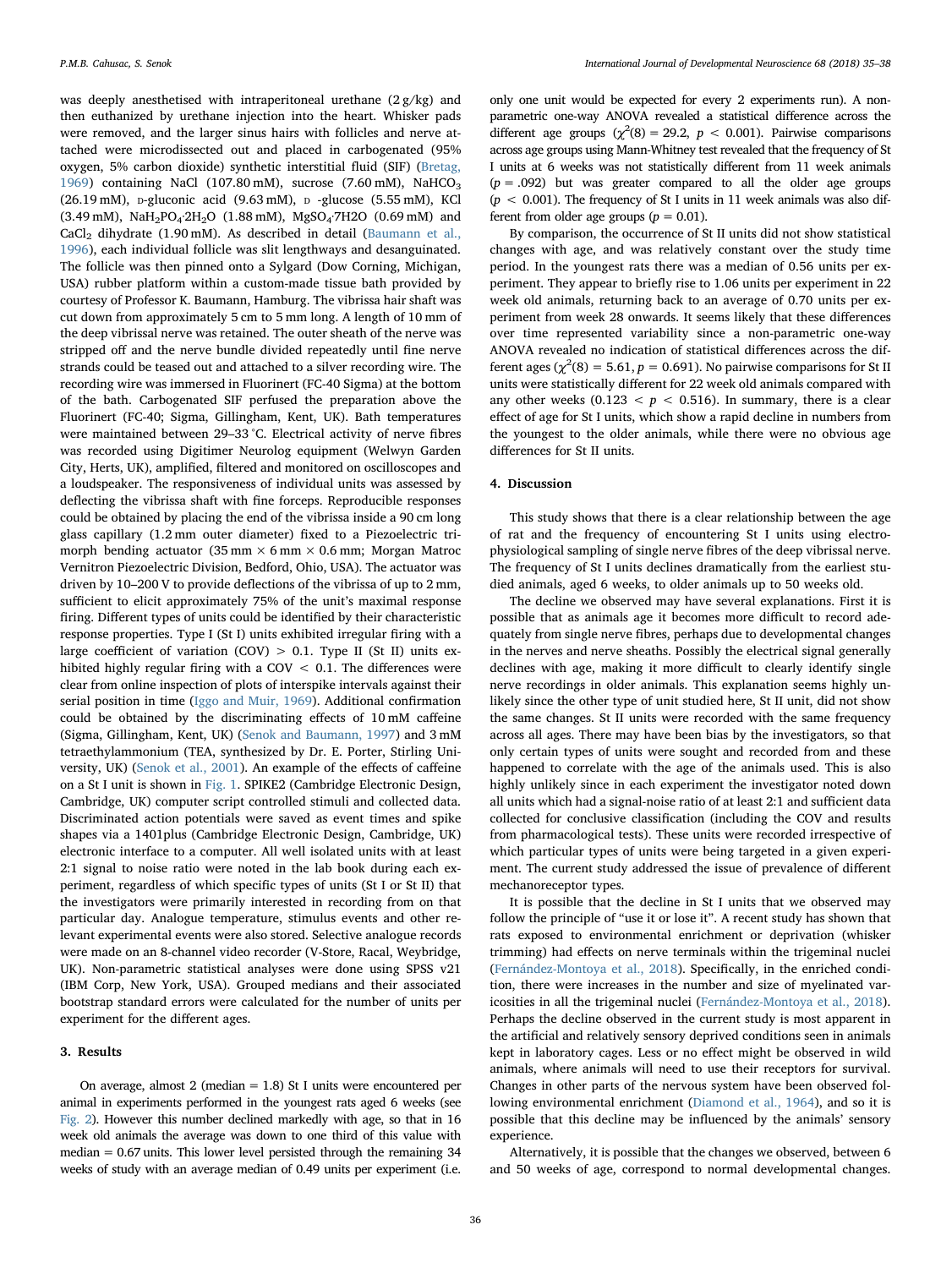was deeply anesthetised with intraperitoneal urethane (2 g/kg) and then euthanized by urethane injection into the heart. Whisker pads were removed, and the larger sinus hairs with follicles and nerve attached were microdissected out and placed in carbogenated (95% oxygen, 5% carbon dioxide) synthetic interstitial fluid (SIF) (Bretag, 1969) containing NaCl (107.80 mM), sucrose (7.60 mM), $NaHCO_3$ (26.19 mM), D-gluconic acid (9.63 mM), D -glucose (5.55 mM), KCl (3.49 mM), $NaH_2PO_4{\cdot}2H_2O$ (1.88 mM), $MgSO_4{\cdot}7H2O$ (0.69 mM) and $CaCl_2$ dihydrate (1.90 mM). As described in detail (Baumann et al., 1996), each individual follicle was slit lengthways and desanguinated. The follicle was then pinned onto a Sylgard (Dow Corning, Michigan, USA) rubber platform within a custom-made tissue bath provided by courtesy of Professor K. Baumann, Hamburg. The vibrissa hair shaft was cut down from approximately 5 cm to 5 mm long. A length of 10 mm of the deep vibrissal nerve was retained. The outer sheath of the nerve was stripped off and the nerve bundle divided repeatedly until fine nerve strands could be teased out and attached to a silver recording wire. The recording wire was immersed in Fluorinert (FC-40 Sigma) at the bottom of the bath. Carbogenated SIF perfused the preparation above the Fluorinert (FC-40; Sigma, Gillingham, Kent, UK). Bath temperatures were maintained between 29–33 °C. Electrical activity of nerve fibres was recorded using Digitimer Neurolog equipment (Welwyn Garden City, Herts, UK), amplified, filtered and monitored on oscilloscopes and a loudspeaker. The responsiveness of individual units was assessed by deflecting the vibrissa shaft with fine forceps. Reproducible responses could be obtained by placing the end of the vibrissa inside a 90 cm long glass capillary (1.2 mm outer diameter) fixed to a Piezoelectric trimorph bending actuator (35 mm × 6 mm × 0.6 mm; Morgan Matroc Vernitron Piezoelectric Division, Bedford, Ohio, USA). The actuator was driven by 10–200 V to provide deflections of the vibrissa of up to 2 mm, sufficient to elicit approximately 75% of the unit's maximal response firing. Different types of units could be identified by their characteristic response properties. Type I (St I) units exhibited irregular firing with a large coefficient of variation (COV) > 0.1. Type II (St II) units exhibited highly regular firing with a COV < 0.1. The differences were clear from online inspection of plots of interspike intervals against their serial position in time (Iggo and Muir, 1969). Additional confirmation could be obtained by the discriminating effects of 10 mM caffeine (Sigma, Gillingham, Kent, UK) (Senok and Baumann, 1997) and 3 mM tetraethylammonium (TEA, synthesized by Dr. E. Porter, Stirling University, UK) (Senok et al., 2001). An example of the effects of caffeine on a St I unit is shown in Fig. 1. SPIKE2 (Cambridge Electronic Design, Cambridge, UK) computer script controlled stimuli and collected data. Discriminated action potentials were saved as event times and spike shapes via a 1401plus (Cambridge Electronic Design, Cambridge, UK) electronic interface to a computer. All well isolated units with at least 2:1 signal to noise ratio were noted in the lab book during each experiment, regardless of which specific types of units (St I or St II) that the investigators were primarily interested in recording from on that particular day. Analogue temperature, stimulus events and other relevant experimental events were also stored. Selective analogue records were made on an 8-channel video recorder (V-Store, Racal, Weybridge, UK). Non-parametric statistical analyses were done using SPSS v21 (IBM Corp, New York, USA). Grouped medians and their associated bootstrap standard errors were calculated for the number of units per experiment for the different ages.

## 3. Results

On average, almost 2 (median = 1.8) St I units were encountered per animal in experiments performed in the youngest rats aged 6 weeks (see Fig. 2). However this number declined markedly with age, so that in 16 week old animals the average was down to one third of this value with median = 0.67 units. This lower level persisted through the remaining 34 weeks of study with an average median of 0.49 units per experiment (i.e. only one unit would be expected for every 2 experiments run). A non-parametric one-way ANOVA revealed a statistical difference across the different age groups ($\chi^2(8) = 29.2$, $p < 0.001$). Pairwise comparisons across age groups using Mann-Whitney test revealed that the frequency of St I units at 6 weeks was not statistically different from 11 week animals ($p = .092$) but was greater compared to all the older age groups ($p < 0.001$). The frequency of St I units in 11 week animals was also different from older age groups ($p = 0.01$).

By comparison, the occurrence of St II units did not show statistical changes with age, and was relatively constant over the study time period. In the youngest rats there was a median of 0.56 units per experiment. They appear to briefly rise to 1.06 units per experiment in 22 week old animals, returning back to an average of 0.70 units per experiment from week 28 onwards. It seems likely that these differences over time represented variability since a non-parametric one-way ANOVA revealed no indication of statistical differences across the different ages ($\chi^2(8) = 5.61$, $p = 0.691$). No pairwise comparisons for St II units were statistically different for 22 week old animals compared with any other weeks ($0.123 < p < 0.516$). In summary, there is a clear effect of age for St I units, which show a rapid decline in numbers from the youngest to the older animals, while there were no obvious age differences for St II units.

## 4. Discussion

This study shows that there is a clear relationship between the age of rat and the frequency of encountering St I units using electrophysiological sampling of single nerve fibres of the deep vibrissal nerve. The frequency of St I units declines dramatically from the earliest studied animals, aged 6 weeks, to older animals up to 50 weeks old.

The decline we observed may have several explanations. First it is possible that as animals age it becomes more difficult to record adequately from single nerve fibres, perhaps due to developmental changes in the nerves and nerve sheaths. Possibly the electrical signal generally declines with age, making it more difficult to clearly identify single nerve recordings in older animals. This explanation seems highly unlikely since the other type of unit studied here, St II unit, did not show the same changes. St II units were recorded with the same frequency across all ages. There may have been bias by the investigators, so that only certain types of units were sought and recorded from and these happened to correlate with the age of the animals used. This is also highly unlikely since in each experiment the investigator noted down all units which had a signal-noise ratio of at least 2:1 and sufficient data collected for conclusive classification (including the COV and results from pharmacological tests). These units were recorded irrespective of which particular types of units were being targeted in a given experiment. The current study addressed the issue of prevalence of different mechanoreceptor types.

It is possible that the decline in St I units that we observed may follow the principle of "use it or lose it". A recent study has shown that rats exposed to environmental enrichment or deprivation (whisker trimming) had effects on nerve terminals within the trigeminal nuclei (Fernández-Montoya et al., 2018). Specifically, in the enriched condition, there were increases in the number and size of myelinated varicosities in all the trigeminal nuclei (Fernández-Montoya et al., 2018). Perhaps the decline observed in the current study is most apparent in the artificial and relatively sensory deprived conditions seen in animals kept in laboratory cages. Less or no effect might be observed in wild animals, where animals will need to use their receptors for survival. Changes in other parts of the nervous system have been observed following environmental enrichment (Diamond et al., 1964), and so it is possible that this decline may be influenced by the animals' sensory experience.

Alternatively, it is possible that the changes we observed, between 6 and 50 weeks of age, correspond to normal developmental changes.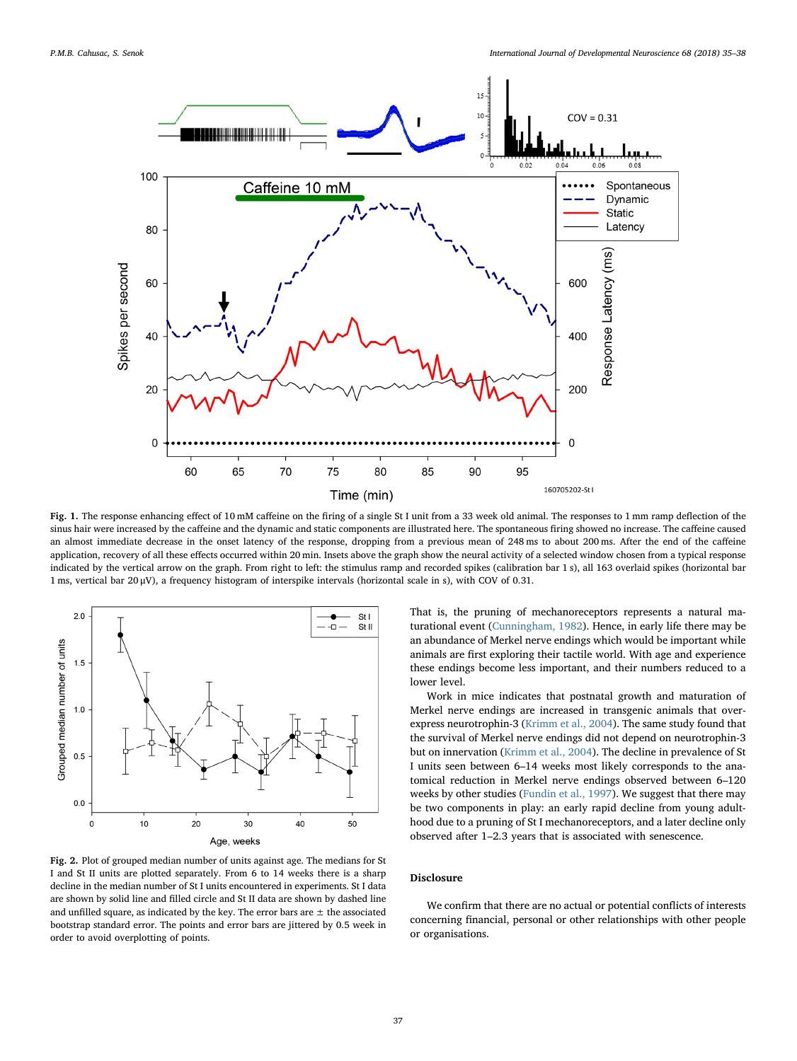**Fig. 1.** The response enhancing effect of 10 mM caffeine on the firing of a single St I unit from a 33 week old animal. The responses to 1 mm ramp deflection of the sinus hair were increased by the caffeine and the dynamic and static components are illustrated here. The spontaneous firing showed no increase. The caffeine caused an almost immediate decrease in the onset latency of the response, dropping from a previous mean of 248 ms to about 200 ms. After the end of the caffeine application, recovery of all these effects occurred within 20 min. Insets above the graph show the neural activity of a selected window chosen from a typical response indicated by the vertical arrow on the graph. From right to left: the stimulus ramp and recorded spikes (calibration bar 1 s), all 163 overlaid spikes (horizontal bar 1 ms, vertical bar 20 µV), a frequency histogram of interspike intervals (horizontal scale in s), with COV of 0.31.

**Fig. 2.** Plot of grouped median number of units against age. The medians for St I and St II units are plotted separately. From 6 to 14 weeks there is a sharp decline in the median number of St I units encountered in experiments. St I data are shown by solid line and filled circle and St II data are shown by dashed line and unfilled square, as indicated by the key. The error bars are ± the associated bootstrap standard error. The points and error bars are jittered by 0.5 week in order to avoid overplotting of points.

That is, the pruning of mechanoreceptors represents a natural maturational event (Cunningham, 1982). Hence, in early life there may be an abundance of Merkel nerve endings which would be important while animals are first exploring their tactile world. With age and experience these endings become less important, and their numbers reduced to a lower level.

Work in mice indicates that postnatal growth and maturation of Merkel nerve endings are increased in transgenic animals that overexpress neurotrophin-3 (Krimm et al., 2004). The same study found that the survival of Merkel nerve endings did not depend on neurotrophin-3 but on innervation (Krimm et al., 2004). The decline in prevalence of St I units seen between 6–14 weeks most likely corresponds to the anatomical reduction in Merkel nerve endings observed between 6–120 weeks by other studies (Fundin et al., 1997). We suggest that there may be two components in play: an early rapid decline from young adulthood due to a pruning of St I mechanoreceptors, and a later decline only observed after 1–2.3 years that is associated with senescence.

## Disclosure

We confirm that there are no actual or potential conflicts of interests concerning financial, personal or other relationships with other people or organisations.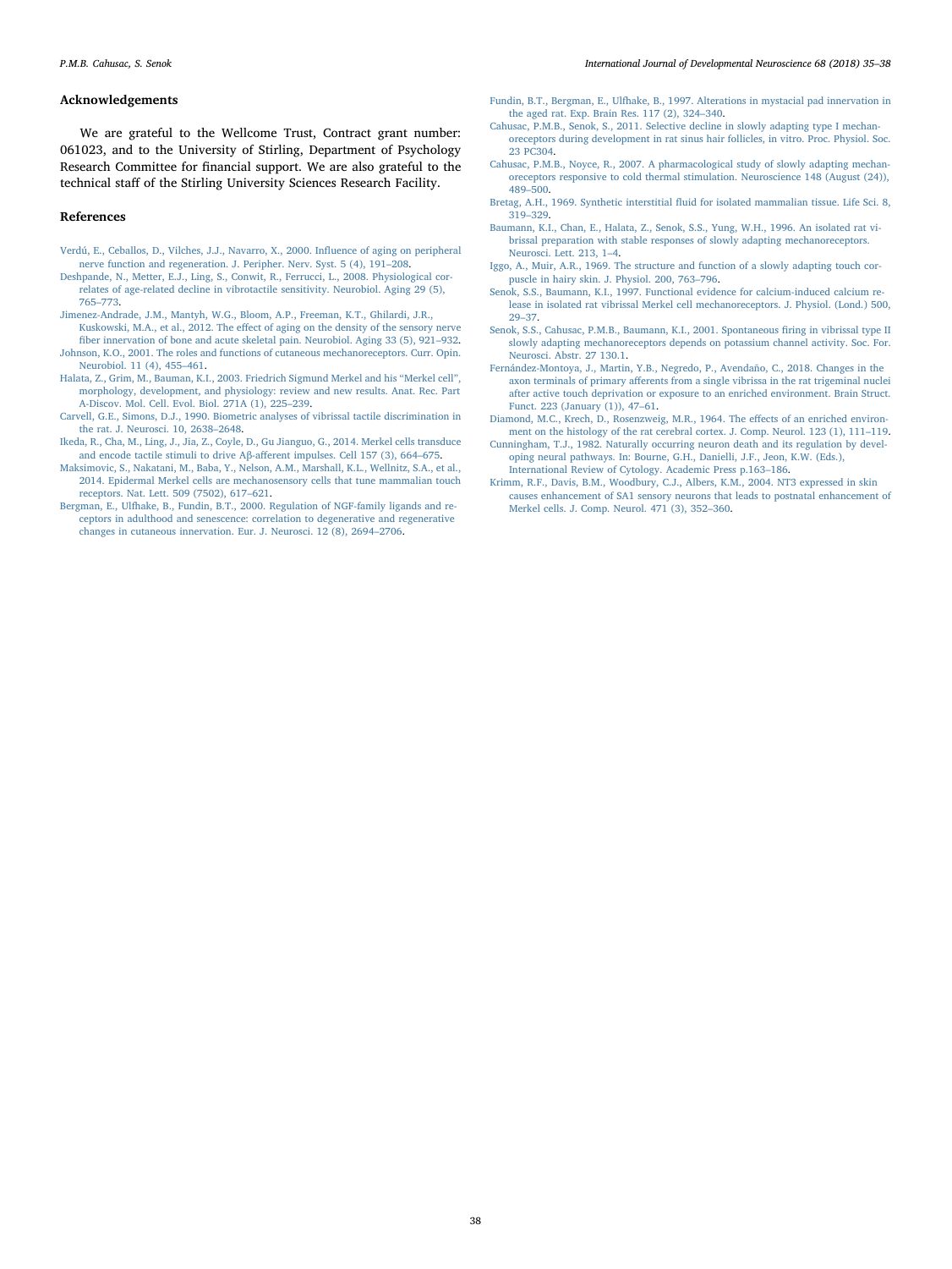## Acknowledgements

We are grateful to the Wellcome Trust, Contract grant number: 061023, and to the University of Stirling, Department of Psychology Research Committee for financial support. We are also grateful to the technical staff of the Stirling University Sciences Research Facility.

## References

Verdú, E., Ceballos, D., Vilches, J.J., Navarro, X., 2000. Influence of aging on peripheral nerve function and regeneration. J. Peripher. Nerv. Syst. 5 (4), 191–208.

Deshpande, N., Metter, E.J., Ling, S., Conwit, R., Ferrucci, L., 2008. Physiological correlates of age-related decline in vibrotactile sensitivity. Neurobiol. Aging 29 (5), 765–773.

Jimenez-Andrade, J.M., Mantyh, W.G., Bloom, A.P., Freeman, K.T., Ghilardi, J.R., Kuskowski, M.A., et al., 2012. The effect of aging on the density of the sensory nerve fiber innervation of bone and acute skeletal pain. Neurobiol. Aging 33 (5), 921–932.

Johnson, K.O., 2001. The roles and functions of cutaneous mechanoreceptors. Curr. Opin. Neurobiol. 11 (4), 455–461.

Halata, Z., Grim, M., Bauman, K.I., 2003. Friedrich Sigmund Merkel and his "Merkel cell", morphology, development, and physiology: review and new results. Anat. Rec. Part A-Discov. Mol. Cell. Evol. Biol. 271A (1), 225–239.

Carvell, G.E., Simons, D.J., 1990. Biometric analyses of vibrissal tactile discrimination in the rat. J. Neurosci. 10, 2638–2648.

Ikeda, R., Cha, M., Ling, J., Jia, Z., Coyle, D., Gu Jianguo, G., 2014. Merkel cells transduce and encode tactile stimuli to drive Aβ-afferent impulses. Cell 157 (3), 664–675.

Maksimovic, S., Nakatani, M., Baba, Y., Nelson, A.M., Marshall, K.L., Wellnitz, S.A., et al., 2014. Epidermal Merkel cells are mechanosensory cells that tune mammalian touch receptors. Nat. Lett. 509 (7502), 617–621.

Bergman, E., Ulfhake, B., Fundin, B.T., 2000. Regulation of NGF-family ligands and receptors in adulthood and senescence: correlation to degenerative and regenerative changes in cutaneous innervation. Eur. J. Neurosci. 12 (8), 2694–2706.

Fundin, B.T., Bergman, E., Ulfhake, B., 1997. Alterations in mystacial pad innervation in the aged rat. Exp. Brain Res. 117 (2), 324–340.

Cahusac, P.M.B., Senok, S., 2011. Selective decline in slowly adapting type I mechanoreceptors during development in rat sinus hair follicles, in vitro. Proc. Physiol. Soc. 23 PC304.

Cahusac, P.M.B., Noyce, R., 2007. A pharmacological study of slowly adapting mechanoreceptors responsive to cold thermal stimulation. Neuroscience 148 (August (24)), 489–500.

Bretag, A.H., 1969. Synthetic interstitial fluid for isolated mammalian tissue. Life Sci. 8, 319–329.

Baumann, K.I., Chan, E., Halata, Z., Senok, S.S., Yung, W.H., 1996. An isolated rat vibrissal preparation with stable responses of slowly adapting mechanoreceptors. Neurosci. Lett. 213, 1–4.

Iggo, A., Muir, A.R., 1969. The structure and function of a slowly adapting touch corpuscle in hairy skin. J. Physiol. 200, 763–796.

Senok, S.S., Baumann, K.I., 1997. Functional evidence for calcium-induced calcium release in isolated rat vibrissal Merkel cell mechanoreceptors. J. Physiol. (Lond.) 500, 29–37.

Senok, S.S., Cahusac, P.M.B., Baumann, K.I., 2001. Spontaneous firing in vibrissal type II slowly adapting mechanoreceptors depends on potassium channel activity. Soc. For. Neurosci. Abstr. 27 130.1.

Fernández-Montoya, J., Martin, Y.B., Negredo, P., Avendaño, C., 2018. Changes in the axon terminals of primary afferents from a single vibrissa in the rat trigeminal nuclei after active touch deprivation or exposure to an enriched environment. Brain Struct. Funct. 223 (January (1)), 47–61.

Diamond, M.C., Krech, D., Rosenzweig, M.R., 1964. The effects of an enriched environment on the histology of the rat cerebral cortex. J. Comp. Neurol. 123 (1), 111–119.

Cunningham, T.J., 1982. Naturally occurring neuron death and its regulation by developing neural pathways. In: Bourne, G.H., Danielli, J.F., Jeon, K.W. (Eds.), International Review of Cytology. Academic Press p.163–186.

Krimm, R.F., Davis, B.M., Woodbury, C.J., Albers, K.M., 2004. NT3 expressed in skin causes enhancement of SA1 sensory neurons that leads to postnatal enhancement of Merkel cells. J. Comp. Neurol. 471 (3), 352–360.